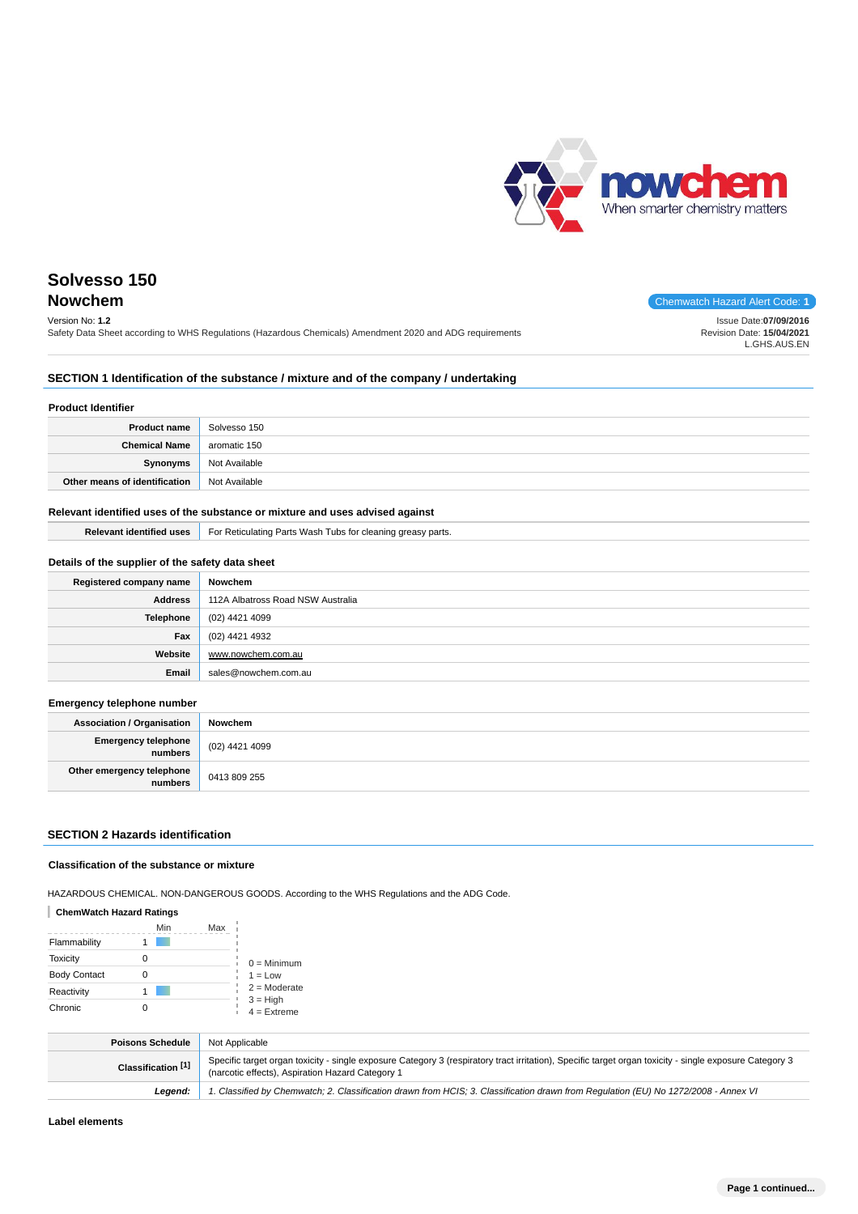# Solvesso 150

## Nowchem

Chemwatch Hazard Alert Code: **1**

Version No: **1.2**
Safety Data Sheet according to WHS Regulations (Hazardous Chemicals) Amendment 2020 and ADG requirements

Issue Date:**07/09/2016**
Revision Date: **15/04/2021**
L.GHS.AUS.EN

## SECTION 1 Identification of the substance / mixture and of the company / undertaking

### Product Identifier

| | |
|---|---|
| **Product name** | Solvesso 150 |
| **Chemical Name** | aromatic 150 |
| **Synonyms** | Not Available |
| **Other means of identification** | Not Available |

### Relevant identified uses of the substance or mixture and uses advised against

| | |
|---|---|
| **Relevant identified uses** | For Reticulating Parts Wash Tubs for cleaning greasy parts. |

### Details of the supplier of the safety data sheet

| | |
|---|---|
| **Registered company name** | **Nowchem** |
| **Address** | 112A Albatross Road NSW Australia |
| **Telephone** | (02) 4421 4099 |
| **Fax** | (02) 4421 4932 |
| **Website** | www.nowchem.com.au |
| **Email** | sales@nowchem.com.au |

### Emergency telephone number

| | |
|---|---|
| **Association / Organisation** | **Nowchem** |
| **Emergency telephone numbers** | (02) 4421 4099 |
| **Other emergency telephone numbers** | 0413 809 255 |

## SECTION 2 Hazards identification

### Classification of the substance or mixture

HAZARDOUS CHEMICAL. NON-DANGEROUS GOODS. According to the WHS Regulations and the ADG Code.

**ChemWatch Hazard Ratings**

| | Min | Max |
|---|---|---|
| Flammability | 1 | |
| Toxicity | 0 | |
| Body Contact | 0 | |
| Reactivity | 1 | |
| Chronic | 0 | |

0 = Minimum
1 = Low
2 = Moderate
3 = High
4 = Extreme

| | |
|---|---|
| **Poisons Schedule** | Not Applicable |
| **Classification [1]** | Specific target organ toxicity - single exposure Category 3 (respiratory tract irritation), Specific target organ toxicity - single exposure Category 3 (narcotic effects), Aspiration Hazard Category 1 |
| ***Legend:*** | *1. Classified by Chemwatch; 2. Classification drawn from HCIS; 3. Classification drawn from Regulation (EU) No 1272/2008 - Annex VI* |

### Label elements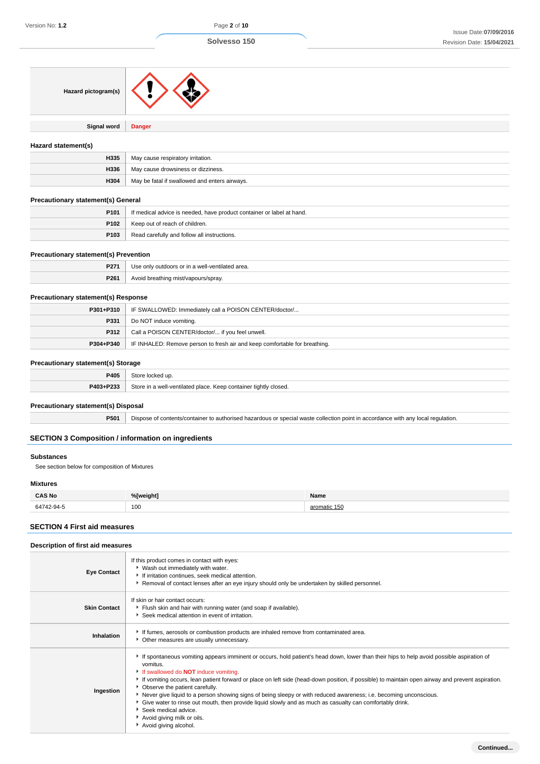| | |
|---|---|
| **Hazard pictogram(s)** | |
| **Signal word** | **Danger** |

### Hazard statement(s)

| | |
|---|---|
| **H335** | May cause respiratory irritation. |
| **H336** | May cause drowsiness or dizziness. |
| **H304** | May be fatal if swallowed and enters airways. |

### Precautionary statement(s) General

| | |
|---|---|
| **P101** | If medical advice is needed, have product container or label at hand. |
| **P102** | Keep out of reach of children. |
| **P103** | Read carefully and follow all instructions. |

### Precautionary statement(s) Prevention

| | |
|---|---|
| **P271** | Use only outdoors or in a well-ventilated area. |
| **P261** | Avoid breathing mist/vapours/spray. |

### Precautionary statement(s) Response

| | |
|---|---|
| **P301+P310** | IF SWALLOWED: Immediately call a POISON CENTER/doctor/... |
| **P331** | Do NOT induce vomiting. |
| **P312** | Call a POISON CENTER/doctor/... if you feel unwell. |
| **P304+P340** | IF INHALED: Remove person to fresh air and keep comfortable for breathing. |

### Precautionary statement(s) Storage

| | |
|---|---|
| **P405** | Store locked up. |
| **P403+P233** | Store in a well-ventilated place. Keep container tightly closed. |

### Precautionary statement(s) Disposal

| | |
|---|---|
| **P501** | Dispose of contents/container to authorised hazardous or special waste collection point in accordance with any local regulation. |

## SECTION 3 Composition / information on ingredients

### Substances

See section below for composition of Mixtures

### Mixtures

| CAS No | %[weight] | Name |
|---|---|---|
| 64742-94-5 | 100 | aromatic 150 |

## SECTION 4 First aid measures

### Description of first aid measures

| | |
|---|---|
| **Eye Contact** | If this product comes in contact with eyes:<br>‣ Wash out immediately with water.<br>‣ If irritation continues, seek medical attention.<br>‣ Removal of contact lenses after an eye injury should only be undertaken by skilled personnel. |
| **Skin Contact** | If skin or hair contact occurs:<br>‣ Flush skin and hair with running water (and soap if available).<br>‣ Seek medical attention in event of irritation. |
| **Inhalation** | ‣ If fumes, aerosols or combustion products are inhaled remove from contaminated area.<br>‣ Other measures are usually unnecessary. |
| **Ingestion** | ‣ If spontaneous vomiting appears imminent or occurs, hold patient's head down, lower than their hips to help avoid possible aspiration of vomitus.<br>‣ If swallowed do **NOT** induce vomiting.<br>‣ If vomiting occurs, lean patient forward or place on left side (head-down position, if possible) to maintain open airway and prevent aspiration.<br>‣ Observe the patient carefully.<br>‣ Never give liquid to a person showing signs of being sleepy or with reduced awareness; i.e. becoming unconscious.<br>‣ Give water to rinse out mouth, then provide liquid slowly and as much as casualty can comfortably drink.<br>‣ Seek medical advice.<br>‣ Avoid giving milk or oils.<br>‣ Avoid giving alcohol. |

Continued...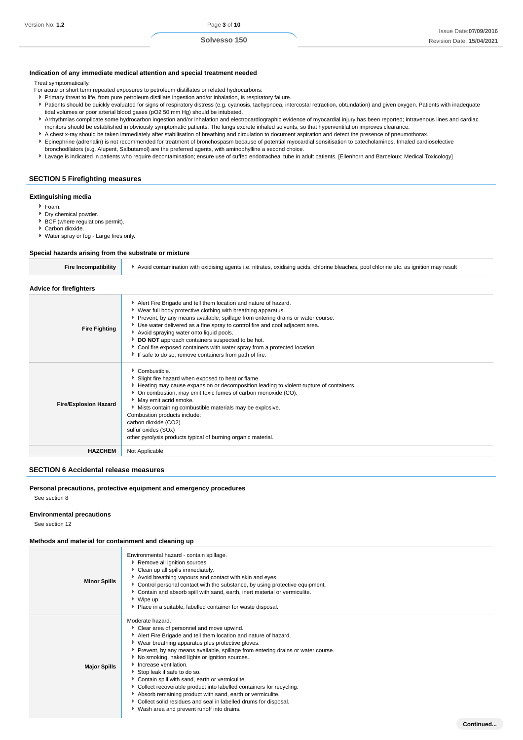### Indication of any immediate medical attention and special treatment needed

Treat symptomatically.

For acute or short term repeated exposures to petroleum distillates or related hydrocarbons:

- Primary threat to life, from pure petroleum distillate ingestion and/or inhalation, is respiratory failure.
- Patients should be quickly evaluated for signs of respiratory distress (e.g. cyanosis, tachypnoea, intercostal retraction, obtundation) and given oxygen. Patients with inadequate tidal volumes or poor arterial blood gases (pO2 50 mm Hg) should be intubated.
- Arrhythmias complicate some hydrocarbon ingestion and/or inhalation and electrocardiographic evidence of myocardial injury has been reported; intravenous lines and cardiac monitors should be established in obviously symptomatic patients. The lungs excrete inhaled solvents, so that hyperventilation improves clearance.
- A chest x-ray should be taken immediately after stabilisation of breathing and circulation to document aspiration and detect the presence of pneumothorax.
- Epinephrine (adrenalin) is not recommended for treatment of bronchospasm because of potential myocardial sensitisation to catecholamines. Inhaled cardioselective bronchodilators (e.g. Alupent, Salbutamol) are the preferred agents, with aminophylline a second choice.
- Lavage is indicated in patients who require decontamination; ensure use of cuffed endotracheal tube in adult patients. [Ellenhorn and Barceloux: Medical Toxicology]

## SECTION 5 Firefighting measures

### Extinguishing media

- Foam.
- Dry chemical powder.
- BCF (where regulations permit).
- Carbon dioxide.
- Water spray or fog - Large fires only.

### Special hazards arising from the substrate or mixture

| | |
|---|---|
| **Fire Incompatibility** | Avoid contamination with oxidising agents i.e. nitrates, oxidising acids, chlorine bleaches, pool chlorine etc. as ignition may result |

### Advice for firefighters

| | |
|---|---|
| **Fire Fighting** | - Alert Fire Brigade and tell them location and nature of hazard.<br>- Wear full body protective clothing with breathing apparatus.<br>- Prevent, by any means available, spillage from entering drains or water course.<br>- Use water delivered as a fine spray to control fire and cool adjacent area.<br>- Avoid spraying water onto liquid pools.<br>- **DO NOT** approach containers suspected to be hot.<br>- Cool fire exposed containers with water spray from a protected location.<br>- If safe to do so, remove containers from path of fire. |
| **Fire/Explosion Hazard** | - Combustible.<br>- Slight fire hazard when exposed to heat or flame.<br>- Heating may cause expansion or decomposition leading to violent rupture of containers.<br>- On combustion, may emit toxic fumes of carbon monoxide (CO).<br>- May emit acrid smoke.<br>- Mists containing combustible materials may be explosive.<br>Combustion products include:<br>carbon dioxide ($CO_2$)<br>sulfur oxides ($SO_x$)<br>other pyrolysis products typical of burning organic material. |
| **HAZCHEM** | Not Applicable |

## SECTION 6 Accidental release measures

### Personal precautions, protective equipment and emergency procedures

See section 8

### Environmental precautions

See section 12

### Methods and material for containment and cleaning up

| | |
|---|---|
| **Minor Spills** | Environmental hazard - contain spillage.<br>- Remove all ignition sources.<br>- Clean up all spills immediately.<br>- Avoid breathing vapours and contact with skin and eyes.<br>- Control personal contact with the substance, by using protective equipment.<br>- Contain and absorb spill with sand, earth, inert material or vermiculite.<br>- Wipe up.<br>- Place in a suitable, labelled container for waste disposal. |
| **Major Spills** | Moderate hazard.<br>- Clear area of personnel and move upwind.<br>- Alert Fire Brigade and tell them location and nature of hazard.<br>- Wear breathing apparatus plus protective gloves.<br>- Prevent, by any means available, spillage from entering drains or water course.<br>- No smoking, naked lights or ignition sources.<br>- Increase ventilation.<br>- Stop leak if safe to do so.<br>- Contain spill with sand, earth or vermiculite.<br>- Collect recoverable product into labelled containers for recycling.<br>- Absorb remaining product with sand, earth or vermiculite.<br>- Collect solid residues and seal in labelled drums for disposal.<br>- Wash area and prevent runoff into drains. |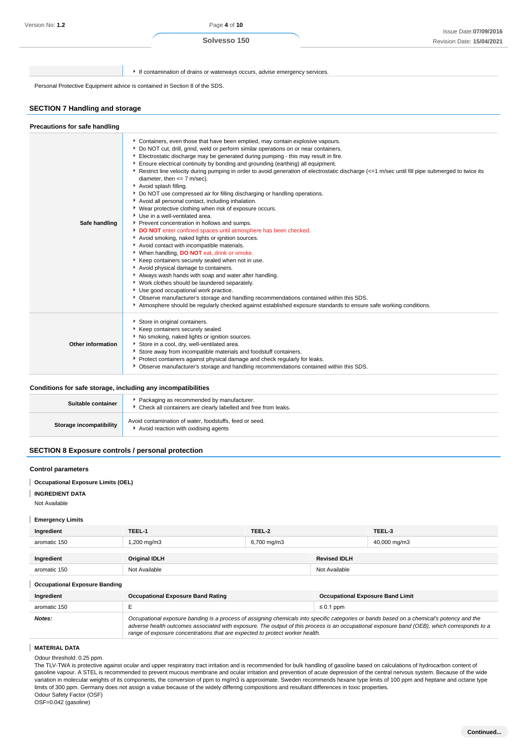| | |
|---|---|
| | - If contamination of drains or waterways occurs, advise emergency services. |

Personal Protective Equipment advice is contained in Section 8 of the SDS.

## SECTION 7 Handling and storage

### Precautions for safe handling

| | |
|---|---|
| **Safe handling** | - Containers, even those that have been emptied, may contain explosive vapours.<br>- Do NOT cut, drill, grind, weld or perform similar operations on or near containers.<br>- Electrostatic discharge may be generated during pumping - this may result in fire.<br>- Ensure electrical continuity by bonding and grounding (earthing) all equipment.<br>- Restrict line velocity during pumping in order to avoid generation of electrostatic discharge (<=1 m/sec until fill pipe submerged to twice its diameter, then <= 7 m/sec).<br>- Avoid splash filling.<br>- Do NOT use compressed air for filling discharging or handling operations.<br>- Avoid all personal contact, including inhalation.<br>- Wear protective clothing when risk of exposure occurs.<br>- Use in a well-ventilated area.<br>- Prevent concentration in hollows and sumps.<br>- **DO NOT** enter confined spaces until atmosphere has been checked.<br>- Avoid smoking, naked lights or ignition sources.<br>- Avoid contact with incompatible materials.<br>- When handling, **DO NOT** eat, drink or smoke.<br>- Keep containers securely sealed when not in use.<br>- Avoid physical damage to containers.<br>- Always wash hands with soap and water after handling.<br>- Work clothes should be laundered separately.<br>- Use good occupational work practice.<br>- Observe manufacturer's storage and handling recommendations contained within this SDS.<br>- Atmosphere should be regularly checked against established exposure standards to ensure safe working conditions. |
| **Other information** | - Store in original containers.<br>- Keep containers securely sealed.<br>- No smoking, naked lights or ignition sources.<br>- Store in a cool, dry, well-ventilated area.<br>- Store away from incompatible materials and foodstuff containers.<br>- Protect containers against physical damage and check regularly for leaks.<br>- Observe manufacturer's storage and handling recommendations contained within this SDS. |

### Conditions for safe storage, including any incompatibilities

| | |
|---|---|
| **Suitable container** | - Packaging as recommended by manufacturer.<br>- Check all containers are clearly labelled and free from leaks. |
| **Storage incompatibility** | Avoid contamination of water, foodstuffs, feed or seed.<br>- Avoid reaction with oxidising agents |

## SECTION 8 Exposure controls / personal protection

### Control parameters

**Occupational Exposure Limits (OEL)**

**INGREDIENT DATA**

Not Available

**Emergency Limits**

| Ingredient | TEEL-1 | TEEL-2 | TEEL-3 |
|---|---|---|---|
| aromatic 150 | 1,200 mg/m3 | 6,700 mg/m3 | 40,000 mg/m3 |

| Ingredient | Original IDLH | Revised IDLH |
|---|---|---|
| aromatic 150 | Not Available | Not Available |

**Occupational Exposure Banding**

| Ingredient | Occupational Exposure Band Rating | Occupational Exposure Band Limit |
|---|---|---|
| aromatic 150 | E | ≤ 0.1 ppm |
| ***Notes:*** | *Occupational exposure banding is a process of assigning chemicals into specific categories or bands based on a chemical's potency and the adverse health outcomes associated with exposure. The output of this process is an occupational exposure band (OEB), which corresponds to a range of exposure concentrations that are expected to protect worker health.* | |

**MATERIAL DATA**

Odour threshold: 0.25 ppm.
The TLV-TWA is protective against ocular and upper respiratory tract irritation and is recommended for bulk handling of gasoline based on calculations of hydrocarbon content of gasoline vapour. A STEL is recommended to prevent mucous membrane and ocular irritation and prevention of acute depression of the central nervous system. Because of the wide variation in molecular weights of its components, the conversion of ppm to mg/m3 is approximate. Sweden recommends hexane type limits of 100 ppm and heptane and octane type limits of 300 ppm. Germany does not assign a value because of the widely differing compositions and resultant differences in toxic properties.
Odour Safety Factor (OSF)
OSF=0.042 (gasoline)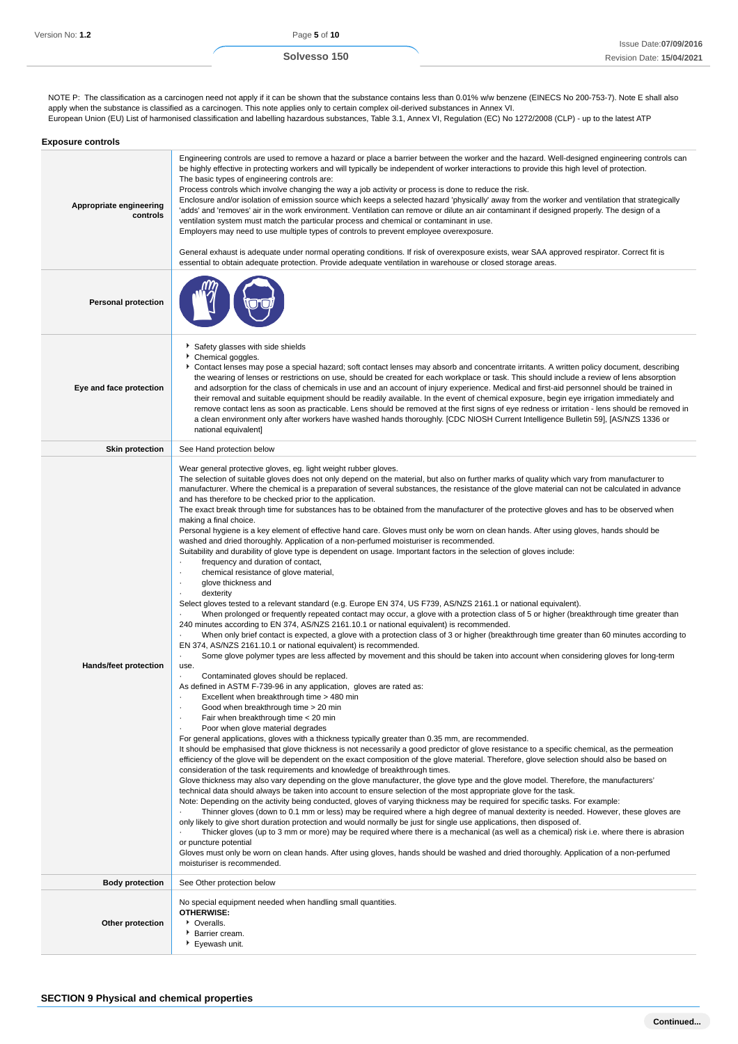NOTE P: The classification as a carcinogen need not apply if it can be shown that the substance contains less than 0.01% w/w benzene (EINECS No 200-753-7). Note E shall also apply when the substance is classified as a carcinogen. This note applies only to certain complex oil-derived substances in Annex VI.
European Union (EU) List of harmonised classification and labelling hazardous substances, Table 3.1, Annex VI, Regulation (EC) No 1272/2008 (CLP) - up to the latest ATP

### Exposure controls

| | |
|---|---|
| **Appropriate engineering controls** | Engineering controls are used to remove a hazard or place a barrier between the worker and the hazard. Well-designed engineering controls can be highly effective in protecting workers and will typically be independent of worker interactions to provide this high level of protection.<br>The basic types of engineering controls are:<br>Process controls which involve changing the way a job activity or process is done to reduce the risk.<br>Enclosure and/or isolation of emission source which keeps a selected hazard 'physically' away from the worker and ventilation that strategically 'adds' and 'removes' air in the work environment. Ventilation can remove or dilute an air contaminant if designed properly. The design of a ventilation system must match the particular process and chemical or contaminant in use.<br>Employers may need to use multiple types of controls to prevent employee overexposure.<br><br>General exhaust is adequate under normal operating conditions. If risk of overexposure exists, wear SAA approved respirator. Correct fit is essential to obtain adequate protection. Provide adequate ventilation in warehouse or closed storage areas. |
| **Personal protection** | |
| **Eye and face protection** | - Safety glasses with side shields<br>- Chemical goggles.<br>- Contact lenses may pose a special hazard; soft contact lenses may absorb and concentrate irritants. A written policy document, describing the wearing of lenses or restrictions on use, should be created for each workplace or task. This should include a review of lens absorption and adsorption for the class of chemicals in use and an account of injury experience. Medical and first-aid personnel should be trained in their removal and suitable equipment should be readily available. In the event of chemical exposure, begin eye irrigation immediately and remove contact lens as soon as practicable. Lens should be removed at the first signs of eye redness or irritation - lens should be removed in a clean environment only after workers have washed hands thoroughly. [CDC NIOSH Current Intelligence Bulletin 59], [AS/NZS 1336 or national equivalent] |
| **Skin protection** | See Hand protection below |
| **Hands/feet protection** | Wear general protective gloves, eg. light weight rubber gloves.<br>The selection of suitable gloves does not only depend on the material, but also on further marks of quality which vary from manufacturer to manufacturer. Where the chemical is a preparation of several substances, the resistance of the glove material can not be calculated in advance and has therefore to be checked prior to the application.<br>The exact break through time for substances has to be obtained from the manufacturer of the protective gloves and has to be observed when making a final choice.<br>Personal hygiene is a key element of effective hand care. Gloves must only be worn on clean hands. After using gloves, hands should be washed and dried thoroughly. Application of a non-perfumed moisturiser is recommended.<br>Suitability and durability of glove type is dependent on usage. Important factors in the selection of gloves include:<br>· frequency and duration of contact,<br>· chemical resistance of glove material,<br>· glove thickness and<br>· dexterity<br>Select gloves tested to a relevant standard (e.g. Europe EN 374, US F739, AS/NZS 2161.1 or national equivalent).<br>· When prolonged or frequently repeated contact may occur, a glove with a protection class of 5 or higher (breakthrough time greater than 240 minutes according to EN 374, AS/NZS 2161.10.1 or national equivalent) is recommended.<br>· When only brief contact is expected, a glove with a protection class of 3 or higher (breakthrough time greater than 60 minutes according to EN 374, AS/NZS 2161.10.1 or national equivalent) is recommended.<br>· Some glove polymer types are less affected by movement and this should be taken into account when considering gloves for long-term use.<br>· Contaminated gloves should be replaced.<br>As defined in ASTM F-739-96 in any application, gloves are rated as:<br>· Excellent when breakthrough time > 480 min<br>· Good when breakthrough time > 20 min<br>· Fair when breakthrough time < 20 min<br>· Poor when glove material degrades<br>For general applications, gloves with a thickness typically greater than 0.35 mm, are recommended.<br>It should be emphasised that glove thickness is not necessarily a good predictor of glove resistance to a specific chemical, as the permeation efficiency of the glove will be dependent on the exact composition of the glove material. Therefore, glove selection should also be based on consideration of the task requirements and knowledge of breakthrough times.<br>Glove thickness may also vary depending on the glove manufacturer, the glove type and the glove model. Therefore, the manufacturers' technical data should always be taken into account to ensure selection of the most appropriate glove for the task.<br>Note: Depending on the activity being conducted, gloves of varying thickness may be required for specific tasks. For example:<br>· Thinner gloves (down to 0.1 mm or less) may be required where a high degree of manual dexterity is needed. However, these gloves are only likely to give short duration protection and would normally be just for single use applications, then disposed of.<br>· Thicker gloves (up to 3 mm or more) may be required where there is a mechanical (as well as a chemical) risk i.e. where there is abrasion or puncture potential<br>Gloves must only be worn on clean hands. After using gloves, hands should be washed and dried thoroughly. Application of a non-perfumed moisturiser is recommended. |
| **Body protection** | See Other protection below |
| **Other protection** | No special equipment needed when handling small quantities.<br>**OTHERWISE:**<br>- Overalls.<br>- Barrier cream.<br>- Eyewash unit. |

## SECTION 9 Physical and chemical properties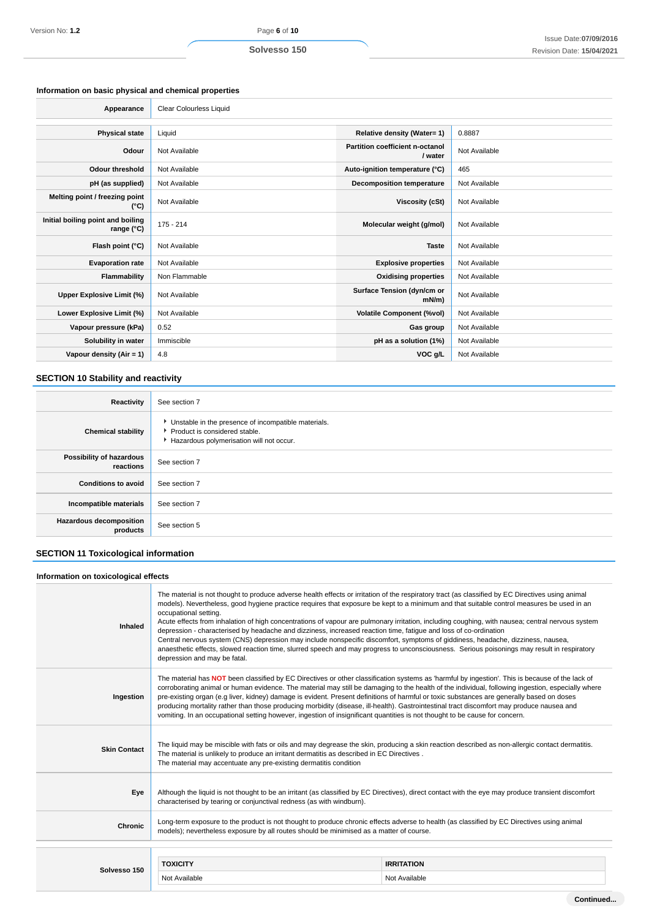### Information on basic physical and chemical properties

| Appearance | Clear Colourless Liquid | | |
|---|---|---|---|
| **Physical state** | Liquid | **Relative density (Water= 1)** | 0.8887 |
| **Odour** | Not Available | **Partition coefficient n-octanol / water** | Not Available |
| **Odour threshold** | Not Available | **Auto-ignition temperature (°C)** | 465 |
| **pH (as supplied)** | Not Available | **Decomposition temperature** | Not Available |
| **Melting point / freezing point (°C)** | Not Available | **Viscosity (cSt)** | Not Available |
| **Initial boiling point and boiling range (°C)** | 175 - 214 | **Molecular weight (g/mol)** | Not Available |
| **Flash point (°C)** | Not Available | **Taste** | Not Available |
| **Evaporation rate** | Not Available | **Explosive properties** | Not Available |
| **Flammability** | Non Flammable | **Oxidising properties** | Not Available |
| **Upper Explosive Limit (%)** | Not Available | **Surface Tension (dyn/cm or mN/m)** | Not Available |
| **Lower Explosive Limit (%)** | Not Available | **Volatile Component (%vol)** | Not Available |
| **Vapour pressure (kPa)** | 0.52 | **Gas group** | Not Available |
| **Solubility in water** | Immiscible | **pH as a solution (1%)** | Not Available |
| **Vapour density (Air = 1)** | 4.8 | **VOC g/L** | Not Available |

## SECTION 10 Stability and reactivity

| | |
|---|---|
| **Reactivity** | See section 7 |
| **Chemical stability** | ‣ Unstable in the presence of incompatible materials.<br>‣ Product is considered stable.<br>‣ Hazardous polymerisation will not occur. |
| **Possibility of hazardous reactions** | See section 7 |
| **Conditions to avoid** | See section 7 |
| **Incompatible materials** | See section 7 |
| **Hazardous decomposition products** | See section 5 |

## SECTION 11 Toxicological information

### Information on toxicological effects

| | |
|---|---|
| **Inhaled** | The material is not thought to produce adverse health effects or irritation of the respiratory tract (as classified by EC Directives using animal models). Nevertheless, good hygiene practice requires that exposure be kept to a minimum and that suitable control measures be used in an occupational setting.<br>Acute effects from inhalation of high concentrations of vapour are pulmonary irritation, including coughing, with nausea; central nervous system depression - characterised by headache and dizziness, increased reaction time, fatigue and loss of co-ordination<br>Central nervous system (CNS) depression may include nonspecific discomfort, symptoms of giddiness, headache, dizziness, nausea, anaesthetic effects, slowed reaction time, slurred speech and may progress to unconsciousness. Serious poisonings may result in respiratory depression and may be fatal. |
| **Ingestion** | The material has **NOT** been classified by EC Directives or other classification systems as 'harmful by ingestion'. This is because of the lack of corroborating animal or human evidence. The material may still be damaging to the health of the individual, following ingestion, especially where pre-existing organ (e.g liver, kidney) damage is evident. Present definitions of harmful or toxic substances are generally based on doses producing mortality rather than those producing morbidity (disease, ill-health). Gastrointestinal tract discomfort may produce nausea and vomiting. In an occupational setting however, ingestion of insignificant quantities is not thought to be cause for concern. |
| **Skin Contact** | The liquid may be miscible with fats or oils and may degrease the skin, producing a skin reaction described as non-allergic contact dermatitis. The material is unlikely to produce an irritant dermatitis as described in EC Directives .<br>The material may accentuate any pre-existing dermatitis condition |
| **Eye** | Although the liquid is not thought to be an irritant (as classified by EC Directives), direct contact with the eye may produce transient discomfort characterised by tearing or conjunctival redness (as with windburn). |
| **Chronic** | Long-term exposure to the product is not thought to produce chronic effects adverse to health (as classified by EC Directives using animal models); nevertheless exposure by all routes should be minimised as a matter of course. |

| | TOXICITY | IRRITATION |
|---|---|---|
| **Solvesso 150** | Not Available | Not Available |

Continued...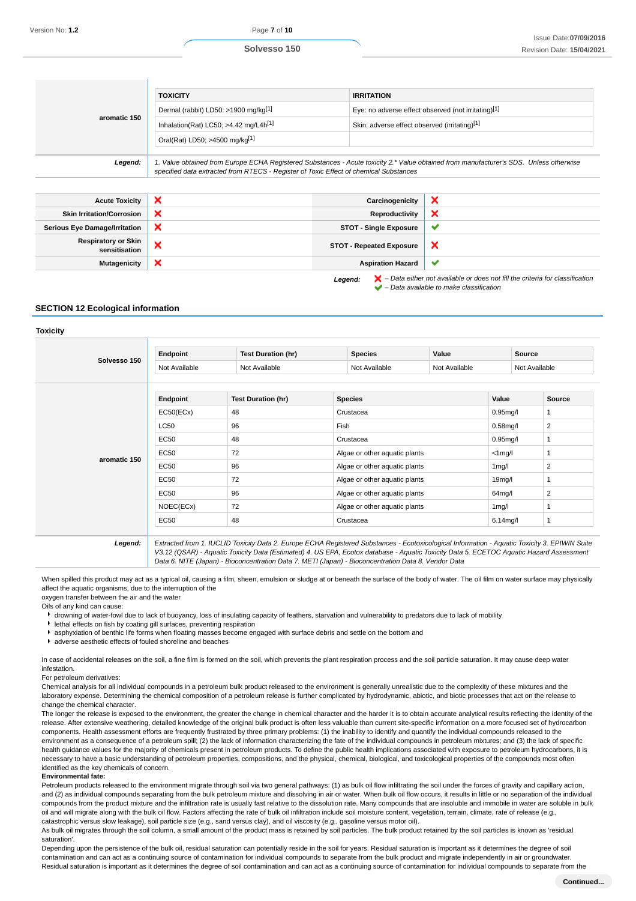| aromatic 150 | TOXICITY | IRRITATION |
|---|---|---|
| | Dermal (rabbit) LD50: >1900 mg/kg[1] | Eye: no adverse effect observed (not irritating)[1] |
| | Inhalation(Rat) LC50; >4.42 mg/L4h[1] | Skin: adverse effect observed (irritating)[1] |
| | Oral(Rat) LD50; >4500 mg/kg[1] | |
| **Legend:** | *1. Value obtained from Europe ECHA Registered Substances - Acute toxicity 2.* Value obtained from manufacturer's SDS. Unless otherwise specified data extracted from RTECS - Register of Toxic Effect of chemical Substances* | |

| | | | |
|---|---|---|---|
| **Acute Toxicity** | ✘ | **Carcinogenicity** | ✘ |
| **Skin Irritation/Corrosion** | ✘ | **Reproductivity** | ✘ |
| **Serious Eye Damage/Irritation** | ✘ | **STOT - Single Exposure** | ✔ |
| **Respiratory or Skin sensitisation** | ✘ | **STOT - Repeated Exposure** | ✘ |
| **Mutagenicity** | ✘ | **Aspiration Hazard** | ✔ |

***Legend:*** ✘ *– Data either not available or does not fill the criteria for classification*
✔ *– Data available to make classification*

## SECTION 12 Ecological information

### Toxicity

| Solvesso 150 | Endpoint | Test Duration (hr) | Species | Value | Source |
|---|---|---|---|---|---|
| | Not Available | Not Available | Not Available | Not Available | Not Available |

| aromatic 150 | Endpoint | Test Duration (hr) | Species | Value | Source |
|---|---|---|---|---|---|
| | EC50(ECx) | 48 | Crustacea | 0.95mg/l | 1 |
| | LC50 | 96 | Fish | 0.58mg/l | 2 |
| | EC50 | 48 | Crustacea | 0.95mg/l | 1 |
| | EC50 | 72 | Algae or other aquatic plants | <1mg/l | 1 |
| | EC50 | 96 | Algae or other aquatic plants | 1mg/l | 2 |
| | EC50 | 72 | Algae or other aquatic plants | 19mg/l | 1 |
| | EC50 | 96 | Algae or other aquatic plants | 64mg/l | 2 |
| | NOEC(ECx) | 72 | Algae or other aquatic plants | 1mg/l | 1 |
| | EC50 | 48 | Crustacea | 6.14mg/l | 1 |

***Legend:*** *Extracted from 1. IUCLID Toxicity Data 2. Europe ECHA Registered Substances - Ecotoxicological Information - Aquatic Toxicity 3. EPIWIN Suite V3.12 (QSAR) - Aquatic Toxicity Data (Estimated) 4. US EPA, Ecotox database - Aquatic Toxicity Data 5. ECETOC Aquatic Hazard Assessment Data 6. NITE (Japan) - Bioconcentration Data 7. METI (Japan) - Bioconcentration Data 8. Vendor Data*

When spilled this product may act as a typical oil, causing a film, sheen, emulsion or sludge at or beneath the surface of the body of water. The oil film on water surface may physically affect the aquatic organisms, due to the interruption of the
oxygen transfer between the air and the water
Oils of any kind can cause:

- drowning of water-fowl due to lack of buoyancy, loss of insulating capacity of feathers, starvation and vulnerability to predators due to lack of mobility
- lethal effects on fish by coating gill surfaces, preventing respiration
- asphyxiation of benthic life forms when floating masses become engaged with surface debris and settle on the bottom and
- adverse aesthetic effects of fouled shoreline and beaches

In case of accidental releases on the soil, a fine film is formed on the soil, which prevents the plant respiration process and the soil particle saturation. It may cause deep water infestation.
For petroleum derivatives:
Chemical analysis for all individual compounds in a petroleum bulk product released to the environment is generally unrealistic due to the complexity of these mixtures and the laboratory expense. Determining the chemical composition of a petroleum release is further complicated by hydrodynamic, abiotic, and biotic processes that act on the release to change the chemical character.
The longer the release is exposed to the environment, the greater the change in chemical character and the harder it is to obtain accurate analytical results reflecting the identity of the release. After extensive weathering, detailed knowledge of the original bulk product is often less valuable than current site-specific information on a more focused set of hydrocarbon components. Health assessment efforts are frequently frustrated by three primary problems: (1) the inability to identify and quantify the individual compounds released to the environment as a consequence of a petroleum spill; (2) the lack of information characterizing the fate of the individual compounds in petroleum mixtures; and (3) the lack of specific health guidance values for the majority of chemicals present in petroleum products. To define the public health implications associated with exposure to petroleum hydrocarbons, it is necessary to have a basic understanding of petroleum properties, compositions, and the physical, chemical, biological, and toxicological properties of the compounds most often identified as the key chemicals of concern.
**Environmental fate:**
Petroleum products released to the environment migrate through soil via two general pathways: (1) as bulk oil flow infiltrating the soil under the forces of gravity and capillary action, and (2) as individual compounds separating from the bulk petroleum mixture and dissolving in air or water. When bulk oil flow occurs, it results in little or no separation of the individual compounds from the product mixture and the infiltration rate is usually fast relative to the dissolution rate. Many compounds that are insoluble and immobile in water are soluble in bulk oil and will migrate along with the bulk oil flow. Factors affecting the rate of bulk oil infiltration include soil moisture content, vegetation, terrain, climate, rate of release (e.g., catastrophic versus slow leakage), soil particle size (e.g., sand versus clay), and oil viscosity (e.g., gasoline versus motor oil).
As bulk oil migrates through the soil column, a small amount of the product mass is retained by soil particles. The bulk product retained by the soil particles is known as 'residual saturation'.
Depending upon the persistence of the bulk oil, residual saturation can potentially reside in the soil for years. Residual saturation is important as it determines the degree of soil contamination and can act as a continuing source of contamination for individual compounds to separate from the bulk product and migrate independently in air or groundwater.
Residual saturation is important as it determines the degree of soil contamination and can act as a continuing source of contamination for individual compounds to separate from the

**Continued...**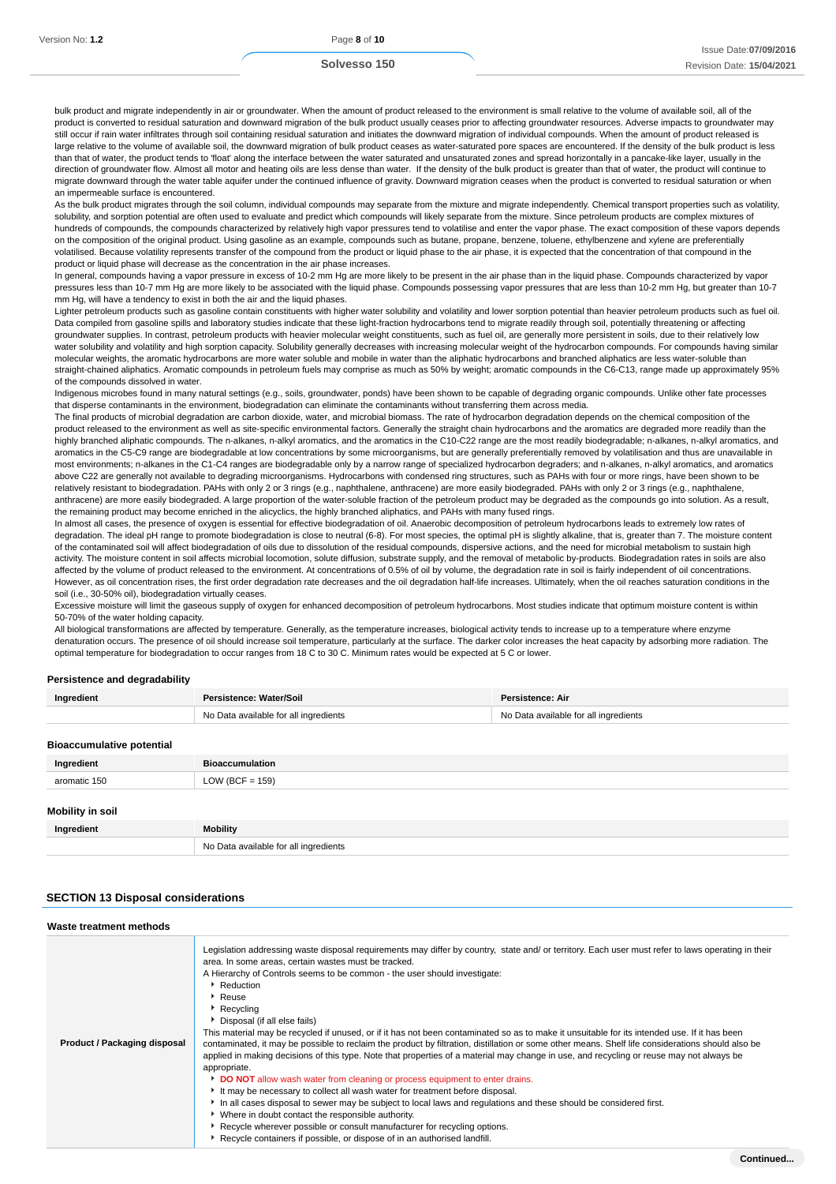bulk product and migrate independently in air or groundwater. When the amount of product released to the environment is small relative to the volume of available soil, all of the product is converted to residual saturation and downward migration of the bulk product usually ceases prior to affecting groundwater resources. Adverse impacts to groundwater may still occur if rain water infiltrates through soil containing residual saturation and initiates the downward migration of individual compounds. When the amount of product released is large relative to the volume of available soil, the downward migration of bulk product ceases as water-saturated pore spaces are encountered. If the density of the bulk product is less than that of water, the product tends to 'float' along the interface between the water saturated and unsaturated zones and spread horizontally in a pancake-like layer, usually in the direction of groundwater flow. Almost all motor and heating oils are less dense than water. If the density of the bulk product is greater than that of water, the product will continue to migrate downward through the water table aquifer under the continued influence of gravity. Downward migration ceases when the product is converted to residual saturation or when an impermeable surface is encountered.
As the bulk product migrates through the soil column, individual compounds may separate from the mixture and migrate independently. Chemical transport properties such as volatility, solubility, and sorption potential are often used to evaluate and predict which compounds will likely separate from the mixture. Since petroleum products are complex mixtures of hundreds of compounds, the compounds characterized by relatively high vapor pressures tend to volatilise and enter the vapor phase. The exact composition of these vapors depends on the composition of the original product. Using gasoline as an example, compounds such as butane, propane, benzene, toluene, ethylbenzene and xylene are preferentially volatilised. Because volatility represents transfer of the compound from the product or liquid phase to the air phase, it is expected that the concentration of that compound in the product or liquid phase will decrease as the concentration in the air phase increases.
In general, compounds having a vapor pressure in excess of 10-2 mm Hg are more likely to be present in the air phase than in the liquid phase. Compounds characterized by vapor pressures less than 10-7 mm Hg are more likely to be associated with the liquid phase. Compounds possessing vapor pressures that are less than 10-2 mm Hg, but greater than 10-7 mm Hg, will have a tendency to exist in both the air and the liquid phases.
Lighter petroleum products such as gasoline contain constituents with higher water solubility and volatility and lower sorption potential than heavier petroleum products such as fuel oil. Data compiled from gasoline spills and laboratory studies indicate that these light-fraction hydrocarbons tend to migrate readily through soil, potentially threatening or affecting groundwater supplies. In contrast, petroleum products with heavier molecular weight constituents, such as fuel oil, are generally more persistent in soils, due to their relatively low water solubility and volatility and high sorption capacity. Solubility generally decreases with increasing molecular weight of the hydrocarbon compounds. For compounds having similar molecular weights, the aromatic hydrocarbons are more water soluble and mobile in water than the aliphatic hydrocarbons and branched aliphatics are less water-soluble than straight-chained aliphatics. Aromatic compounds in petroleum fuels may comprise as much as 50% by weight; aromatic compounds in the C6-C13, range made up approximately 95% of the compounds dissolved in water.
Indigenous microbes found in many natural settings (e.g., soils, groundwater, ponds) have been shown to be capable of degrading organic compounds. Unlike other fate processes that disperse contaminants in the environment, biodegradation can eliminate the contaminants without transferring them across media.
The final products of microbial degradation are carbon dioxide, water, and microbial biomass. The rate of hydrocarbon degradation depends on the chemical composition of the product released to the environment as well as site-specific environmental factors. Generally the straight chain hydrocarbons and the aromatics are degraded more readily than the highly branched aliphatic compounds. The n-alkanes, n-alkyl aromatics, and the aromatics in the C10-C22 range are the most readily biodegradable; n-alkanes, n-alkyl aromatics, and aromatics in the C5-C9 range are biodegradable at low concentrations by some microorganisms, but are generally preferentially removed by volatilisation and thus are unavailable in most environments; n-alkanes in the C1-C4 ranges are biodegradable only by a narrow range of specialized hydrocarbon degraders; and n-alkanes, n-alkyl aromatics, and aromatics above C22 are generally not available to degrading microorganisms. Hydrocarbons with condensed ring structures, such as PAHs with four or more rings, have been shown to be relatively resistant to biodegradation. PAHs with only 2 or 3 rings (e.g., naphthalene, anthracene) are more easily biodegraded. PAHs with only 2 or 3 rings (e.g., naphthalene, anthracene) are more easily biodegraded. A large proportion of the water-soluble fraction of the petroleum product may be degraded as the compounds go into solution. As a result, the remaining product may become enriched in the alicyclics, the highly branched aliphatics, and PAHs with many fused rings.
In almost all cases, the presence of oxygen is essential for effective biodegradation of oil. Anaerobic decomposition of petroleum hydrocarbons leads to extremely low rates of degradation. The ideal pH range to promote biodegradation is close to neutral (6-8). For most species, the optimal pH is slightly alkaline, that is, greater than 7. The moisture content of the contaminated soil will affect biodegradation of oils due to dissolution of the residual compounds, dispersive actions, and the need for microbial metabolism to sustain high activity. The moisture content in soil affects microbial locomotion, solute diffusion, substrate supply, and the removal of metabolic by-products. Biodegradation rates in soils are also affected by the volume of product released to the environment. At concentrations of 0.5% of oil by volume, the degradation rate in soil is fairly independent of oil concentrations. However, as oil concentration rises, the first order degradation rate decreases and the oil degradation half-life increases. Ultimately, when the oil reaches saturation conditions in the soil (i.e., 30-50% oil), biodegradation virtually ceases.
Excessive moisture will limit the gaseous supply of oxygen for enhanced decomposition of petroleum hydrocarbons. Most studies indicate that optimum moisture content is within 50-70% of the water holding capacity.
All biological transformations are affected by temperature. Generally, as the temperature increases, biological activity tends to increase up to a temperature where enzyme denaturation occurs. The presence of oil should increase soil temperature, particularly at the surface. The darker color increases the heat capacity by adsorbing more radiation. The optimal temperature for biodegradation to occur ranges from 18 C to 30 C. Minimum rates would be expected at 5 C or lower.

### Persistence and degradability

| Ingredient | Persistence: Water/Soil | Persistence: Air |
|---|---|---|
| | No Data available for all ingredients | No Data available for all ingredients |

### Bioaccumulative potential

| Ingredient | Bioaccumulation |
|---|---|
| aromatic 150 | LOW (BCF = 159) |

### Mobility in soil

| Ingredient | Mobility |
|---|---|
| | No Data available for all ingredients |

## SECTION 13 Disposal considerations

### Waste treatment methods

| | |
|---|---|
| **Product / Packaging disposal** | Legislation addressing waste disposal requirements may differ by country, state and/ or territory. Each user must refer to laws operating in their area. In some areas, certain wastes must be tracked.<br>A Hierarchy of Controls seems to be common - the user should investigate:<br>▸ Reduction<br>▸ Reuse<br>▸ Recycling<br>▸ Disposal (if all else fails)<br>This material may be recycled if unused, or if it has not been contaminated so as to make it unsuitable for its intended use. If it has been contaminated, it may be possible to reclaim the product by filtration, distillation or some other means. Shelf life considerations should also be applied in making decisions of this type. Note that properties of a material may change in use, and recycling or reuse may not always be appropriate.<br>▸ **DO NOT** allow wash water from cleaning or process equipment to enter drains.<br>▸ It may be necessary to collect all wash water for treatment before disposal.<br>▸ In all cases disposal to sewer may be subject to local laws and regulations and these should be considered first.<br>▸ Where in doubt contact the responsible authority.<br>▸ Recycle wherever possible or consult manufacturer for recycling options.<br>▸ Recycle containers if possible, or dispose of in an authorised landfill. |

**Continued...**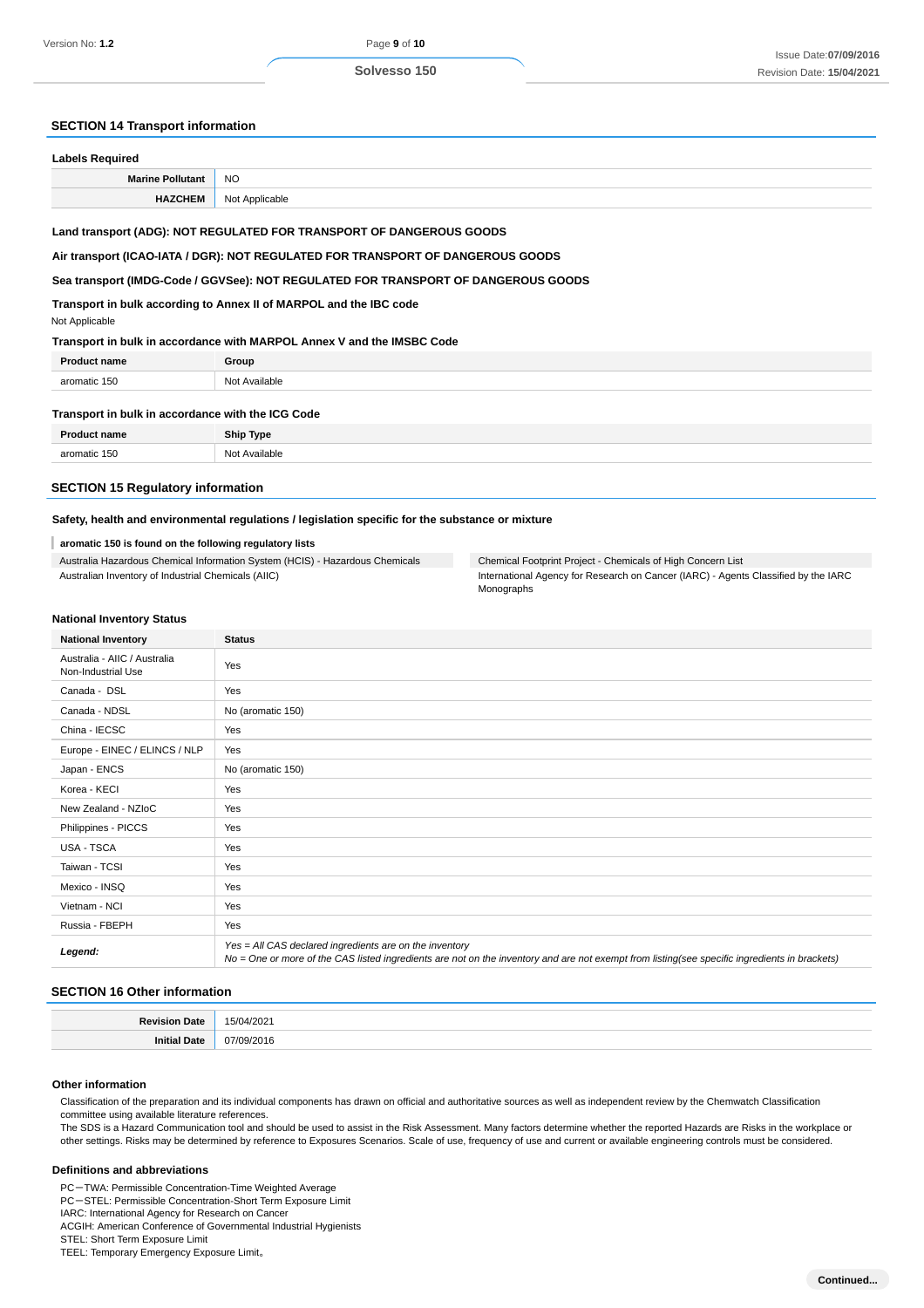## SECTION 14 Transport information

**Labels Required**

| | |
|---|---|
| **Marine Pollutant** | NO |
| **HAZCHEM** | Not Applicable |

**Land transport (ADG): NOT REGULATED FOR TRANSPORT OF DANGEROUS GOODS**

**Air transport (ICAO-IATA / DGR): NOT REGULATED FOR TRANSPORT OF DANGEROUS GOODS**

**Sea transport (IMDG-Code / GGVSee): NOT REGULATED FOR TRANSPORT OF DANGEROUS GOODS**

**Transport in bulk according to Annex II of MARPOL and the IBC code**

Not Applicable

**Transport in bulk in accordance with MARPOL Annex V and the IMSBC Code**

| Product name | Group |
|---|---|
| aromatic 150 | Not Available |

**Transport in bulk in accordance with the ICG Code**

| Product name | Ship Type |
|---|---|
| aromatic 150 | Not Available |

## SECTION 15 Regulatory information

**Safety, health and environmental regulations / legislation specific for the substance or mixture**

**aromatic 150 is found on the following regulatory lists**

| | |
|---|---|
| Australia Hazardous Chemical Information System (HCIS) - Hazardous Chemicals | Chemical Footprint Project - Chemicals of High Concern List |
| Australian Inventory of Industrial Chemicals (AIIC) | International Agency for Research on Cancer (IARC) - Agents Classified by the IARC Monographs |

**National Inventory Status**

| National Inventory | Status |
|---|---|
| Australia - AIIC / Australia Non-Industrial Use | Yes |
| Canada - DSL | Yes |
| Canada - NDSL | No (aromatic 150) |
| China - IECSC | Yes |
| Europe - EINEC / ELINCS / NLP | Yes |
| Japan - ENCS | No (aromatic 150) |
| Korea - KECI | Yes |
| New Zealand - NZIoC | Yes |
| Philippines - PICCS | Yes |
| USA - TSCA | Yes |
| Taiwan - TCSI | Yes |
| Mexico - INSQ | Yes |
| Vietnam - NCI | Yes |
| Russia - FBEPH | Yes |
| ***Legend:*** | *Yes = All CAS declared ingredients are on the inventory*<br>*No = One or more of the CAS listed ingredients are not on the inventory and are not exempt from listing(see specific ingredients in brackets)* |

## SECTION 16 Other information

| | |
|---|---|
| **Revision Date** | 15/04/2021 |
| **Initial Date** | 07/09/2016 |

**Other information**

Classification of the preparation and its individual components has drawn on official and authoritative sources as well as independent review by the Chemwatch Classification committee using available literature references.

The SDS is a Hazard Communication tool and should be used to assist in the Risk Assessment. Many factors determine whether the reported Hazards are Risks in the workplace or other settings. Risks may be determined by reference to Exposures Scenarios. Scale of use, frequency of use and current or available engineering controls must be considered.

**Definitions and abbreviations**

PC－TWA: Permissible Concentration-Time Weighted Average
PC－STEL: Permissible Concentration-Short Term Exposure Limit
IARC: International Agency for Research on Cancer
ACGIH: American Conference of Governmental Industrial Hygienists
STEL: Short Term Exposure Limit
TEEL: Temporary Emergency Exposure Limit。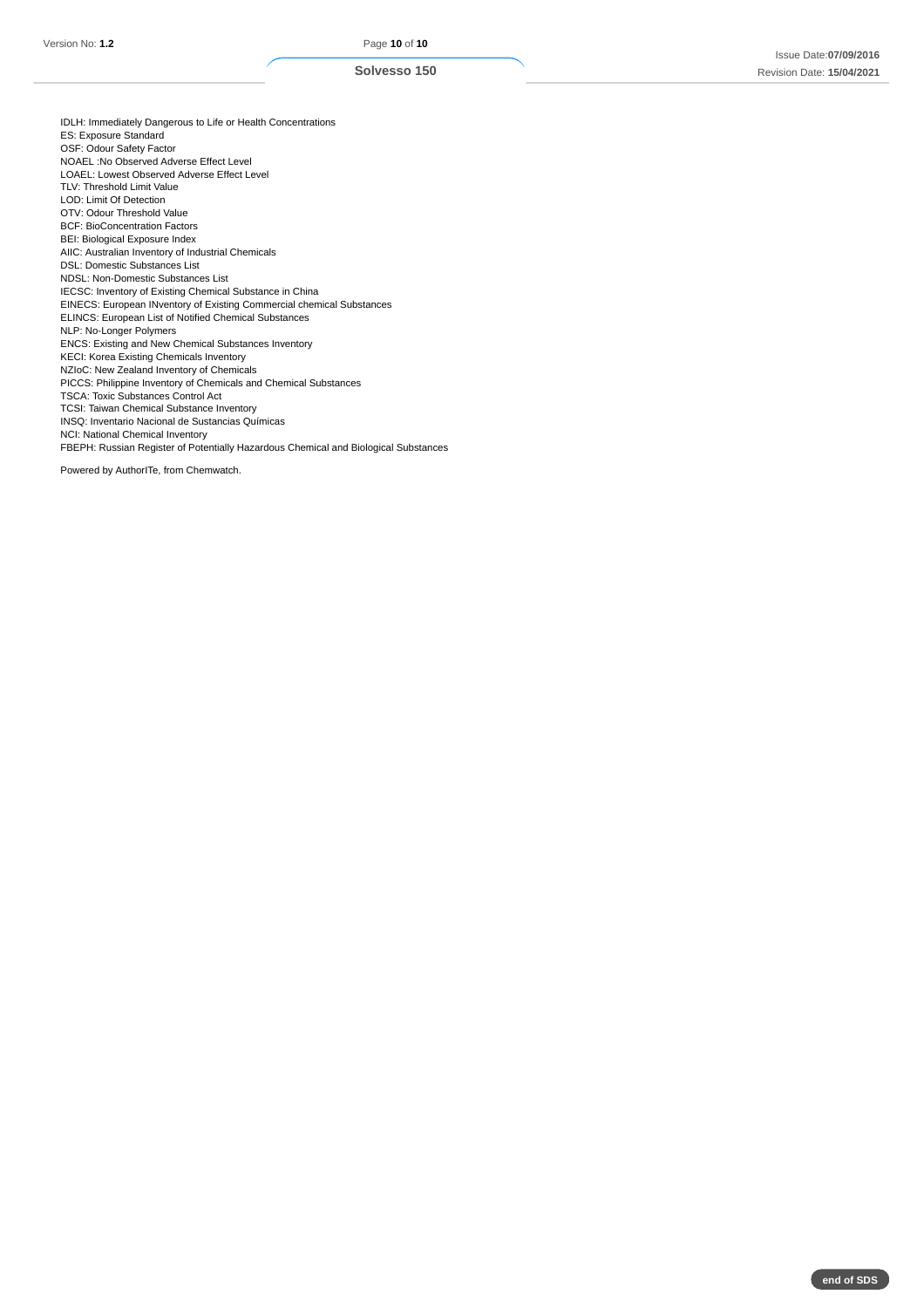IDLH: Immediately Dangerous to Life or Health Concentrations
ES: Exposure Standard
OSF: Odour Safety Factor
NOAEL :No Observed Adverse Effect Level
LOAEL: Lowest Observed Adverse Effect Level
TLV: Threshold Limit Value
LOD: Limit Of Detection
OTV: Odour Threshold Value
BCF: BioConcentration Factors
BEI: Biological Exposure Index
AIIC: Australian Inventory of Industrial Chemicals
DSL: Domestic Substances List
NDSL: Non-Domestic Substances List
IECSC: Inventory of Existing Chemical Substance in China
EINECS: European INventory of Existing Commercial chemical Substances
ELINCS: European List of Notified Chemical Substances
NLP: No-Longer Polymers
ENCS: Existing and New Chemical Substances Inventory
KECI: Korea Existing Chemicals Inventory
NZIoC: New Zealand Inventory of Chemicals
PICCS: Philippine Inventory of Chemicals and Chemical Substances
TSCA: Toxic Substances Control Act
TCSI: Taiwan Chemical Substance Inventory
INSQ: Inventario Nacional de Sustancias Químicas
NCI: National Chemical Inventory
FBEPH: Russian Register of Potentially Hazardous Chemical and Biological Substances

Powered by AuthorITe, from Chemwatch.

**end of SDS**